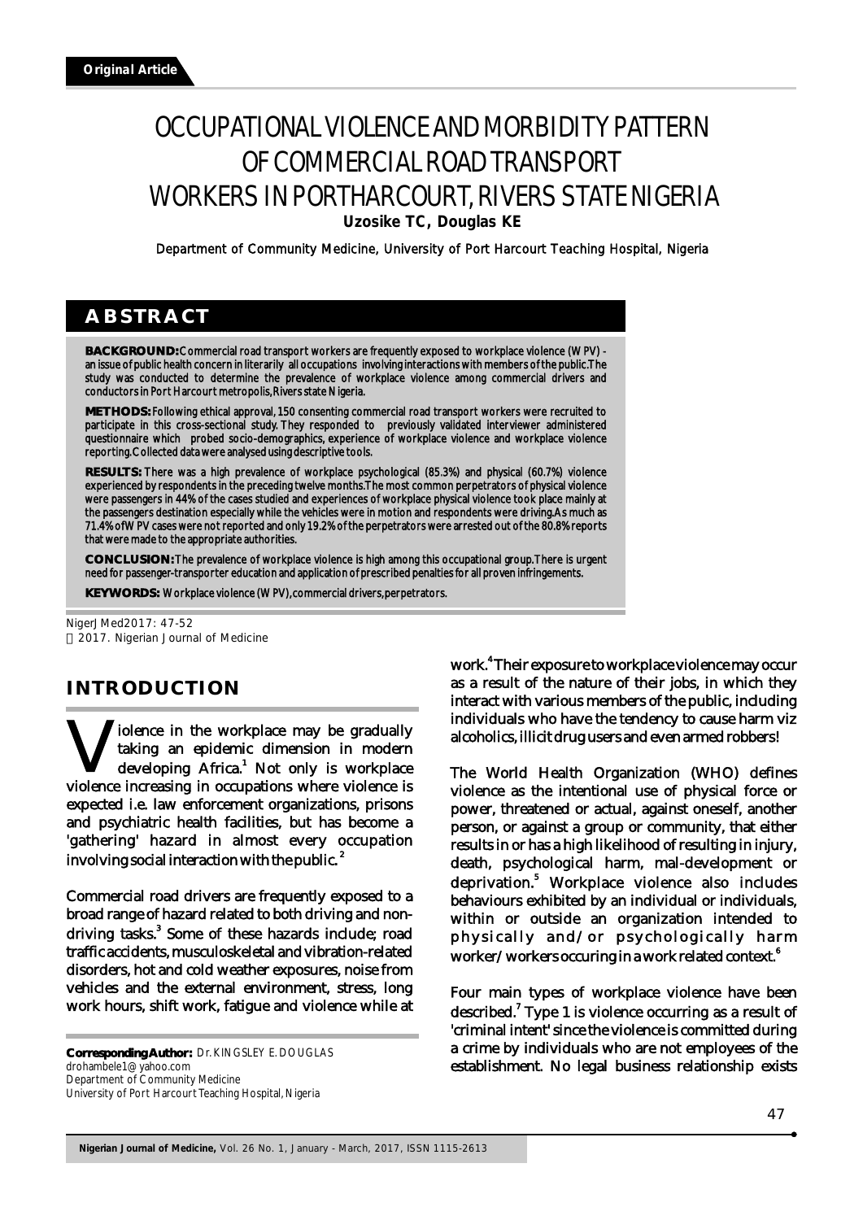Original Article

# OCCUPATIONAL VIOLENCE AND MORBIDITY PATTERN OF COMMERCIAL ROAD TRANSPORT WORKERS IN PORTHARCOURT, RIVERS STATE NIGERIA

**Uzosike TC, Douglas KE**

Department of Community Medicine, University of Port Harcourt Teaching Hospital, Nigeria

## ABSTRACT

**BACKGROUND:** Commercial road transport workers are frequently exposed to workplace violence (WPV) - an issue of public health concern in literarily all occupations involving interactions with members of the public. The study was conducted to determine the prevalence of workplace violence among commercial drivers and conductors in Port Harcourt metropolis, Rivers state Nigeria.

**METHODS:** Following ethical approval, 150 consenting commercial road transport workers were recruited to participate in this cross-sectional study. They responded to previously validated interviewer administered questionnaire which probed socio-demographics, experience of workplace violence and workplace violence reporting. Collected data were analysed using descriptive tools.

**RESULTS:** There was a high prevalence of workplace psychological (85.3%) and physical (60.7%) violence experienced by respondents in the preceding twelve months. The most common perpetrators of physical violence were passengers in 44% of the cases studied and experiences of workplace physical violence took place mainly at the passengers destination especially while the vehicles were in motion and respondents were driving. As much as 71.4% of WPV cases were not reported and only 19.2% of the perpetrators were arrested out of the 80.8% reports that were made to the appropriate authorities.

**CONCLUSION:** The prevalence of workplace violence is high among this occupational group. There is urgent need for passenger-transporter education and application of prescribed penalties for all proven infringements.

**KEYWORDS:** Workplace violence (WPV), commercial drivers, perpetrators.

NigerJMed2017: 47-52
2017. Nigerian Journal of Medicine

## INTRODUCTION

Violence in the workplace may be gradually taking an epidemic dimension in modern developing Africa.[1] Not only is workplace violence increasing in occupations where violence is expected i.e. law enforcement organizations, prisons and psychiatric health facilities, but has become a 'gathering' hazard in almost every occupation involving social interaction with the public.[2]

Commercial road drivers are frequently exposed to a broad range of hazard related to both driving and non-driving tasks.[3] Some of these hazards include; road traffic accidents, musculoskeletal and vibration-related disorders, hot and cold weather exposures, noise from vehicles and the external environment, stress, long work hours, shift work, fatigue and violence while at work.[4] Their exposure to workplace violence may occur as a result of the nature of their jobs, in which they interact with various members of the public, including individuals who have the tendency to cause harm viz alcoholics, illicit drug users and even armed robbers!

The World Health Organization (WHO) defines violence as the intentional use of physical force or power, threatened or actual, against oneself, another person, or against a group or community, that either results in or has a high likelihood of resulting in injury, death, psychological harm, mal-development or deprivation.[5] Workplace violence also includes behaviours exhibited by an individual or individuals, within or outside an organization intended to physically and/or psychologically harm worker/workers occuring in a work related context.[6]

Four main types of workplace violence have been described.[7] Type 1 is violence occurring as a result of 'criminal intent' since the violence is committed during a crime by individuals who are not employees of the establishment. No legal business relationship exists

**Corresponding Author:** Dr. KINGSLEY E. DOUGLAS
drohambele1@yahoo.com
Department of Community Medicine
University of Port Harcourt Teaching Hospital, Nigeria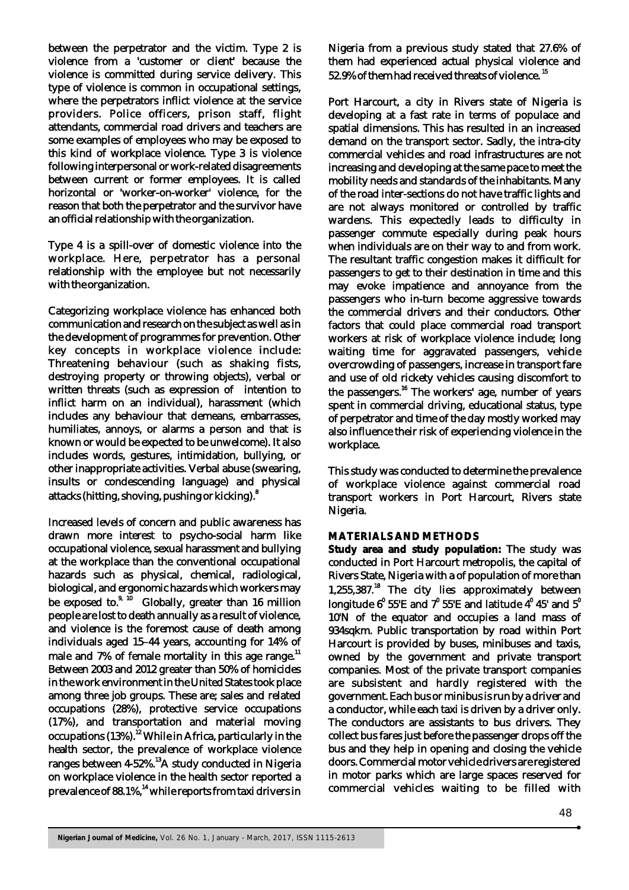between the perpetrator and the victim. Type 2 is violence from a 'customer or client' because the violence is committed during service delivery. This type of violence is common in occupational settings, where the perpetrators inflict violence at the service providers. Police officers, prison staff, flight attendants, commercial road drivers and teachers are some examples of employees who may be exposed to this kind of workplace violence. Type 3 is violence following interpersonal or work-related disagreements between current or former employees. It is called horizontal or 'worker-on-worker' violence, for the reason that both the perpetrator and the survivor have an official relationship with the organization.

Type 4 is a spill-over of domestic violence into the workplace. Here, perpetrator has a personal relationship with the employee but not necessarily with the organization.

Categorizing workplace violence has enhanced both communication and research on the subject as well as in the development of programmes for prevention. Other key concepts in workplace violence include: Threatening behaviour (such as shaking fists, destroying property or throwing objects), verbal or written threats (such as expression of intention to inflict harm on an individual), harassment (which includes any behaviour that demeans, embarrasses, humiliates, annoys, or alarms a person and that is known or would be expected to be unwelcome). It also includes words, gestures, intimidation, bullying, or other inappropriate activities. Verbal abuse (swearing, insults or condescending language) and physical attacks (hitting, shoving, pushing or kicking).[8]

Increased levels of concern and public awareness has drawn more interest to psycho-social harm like occupational violence, sexual harassment and bullying at the workplace than the conventional occupational hazards such as physical, chemical, radiological, biological, and ergonomic hazards which workers may be exposed to.[9, 10] Globally, greater than 16 million people are lost to death annually as a result of violence, and violence is the foremost cause of death among individuals aged 15–44 years, accounting for 14% of male and 7% of female mortality in this age range.[11] Between 2003 and 2012 greater than 50% of homicides in the work environment in the United States took place among three job groups. These are; sales and related occupations (28%), protective service occupations (17%), and transportation and material moving occupations (13%).[12] While in Africa, particularly in the health sector, the prevalence of workplace violence ranges between 4-52%.[13] A study conducted in Nigeria on workplace violence in the health sector reported a prevalence of 88.1%,[14] while reports from taxi drivers in Nigeria from a previous study stated that 27.6% of them had experienced actual physical violence and 52.9% of them had received threats of violence.[15]

Port Harcourt, a city in Rivers state of Nigeria is developing at a fast rate in terms of populace and spatial dimensions. This has resulted in an increased demand on the transport sector. Sadly, the intra-city commercial vehicles and road infrastructures are not increasing and developing at the same pace to meet the mobility needs and standards of the inhabitants. Many of the road inter-sections do not have traffic lights and are not always monitored or controlled by traffic wardens. This expectedly leads to difficulty in passenger commute especially during peak hours when individuals are on their way to and from work. The resultant traffic congestion makes it difficult for passengers to get to their destination in time and this may evoke impatience and annoyance from the passengers who in-turn become aggressive towards the commercial drivers and their conductors. Other factors that could place commercial road transport workers at risk of workplace violence include; long waiting time for aggravated passengers, vehicle overcrowding of passengers, increase in transport fare and use of old rickety vehicles causing discomfort to the passengers.[16] The workers' age, number of years spent in commercial driving, educational status, type of perpetrator and time of the day mostly worked may also influence their risk of experiencing violence in the workplace.

This study was conducted to determine the prevalence of workplace violence against commercial road transport workers in Port Harcourt, Rivers state Nigeria.

## MATERIALS AND METHODS

**Study area and study population:** The study was conducted in Port Harcourt metropolis, the capital of Rivers State, Nigeria with a of population of more than 1,255,387.[18] The city lies approximately between longitude $6^0$ 55'E and $7^0$ 55'E and latitude $4^0$ 45' and $5^0$ 10'N of the equator and occupies a land mass of 934sqkm. Public transportation by road within Port Harcourt is provided by buses, minibuses and taxis, owned by the government and private transport companies. Most of the private transport companies are subsistent and hardly registered with the government. Each bus or minibus is run by a driver and a conductor, while each taxi is driven by a driver only. The conductors are assistants to bus drivers. They collect bus fares just before the passenger drops off the bus and they help in opening and closing the vehicle doors. Commercial motor vehicle drivers are registered in motor parks which are large spaces reserved for commercial vehicles waiting to be filled with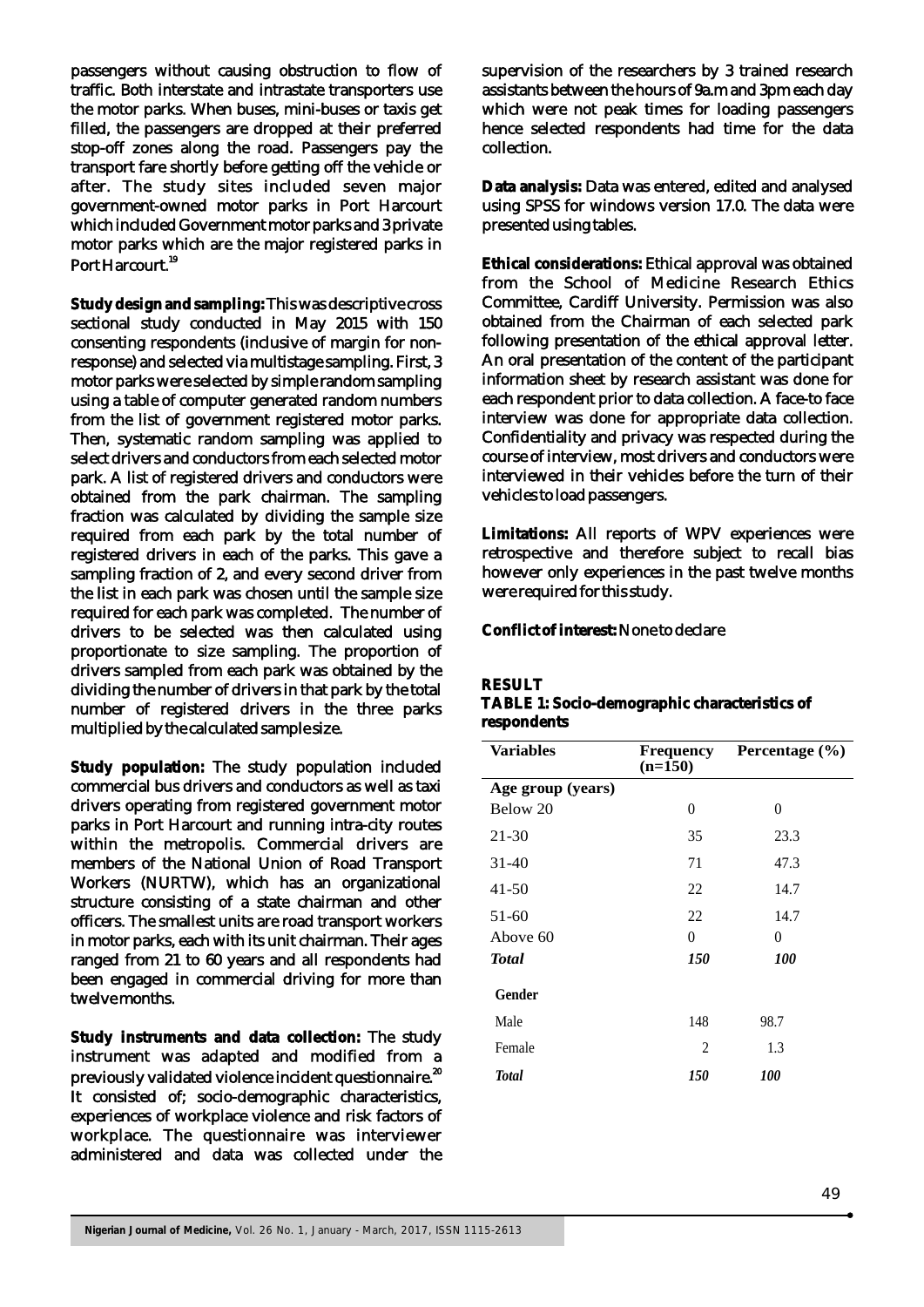passengers without causing obstruction to flow of traffic. Both interstate and intrastate transporters use the motor parks. When buses, mini-buses or taxis get filled, the passengers are dropped at their preferred stop-off zones along the road. Passengers pay the transport fare shortly before getting off the vehicle or after. The study sites included seven major government-owned motor parks in Port Harcourt which included Government motor parks and 3 private motor parks which are the major registered parks in Port Harcourt.[19]

**Study design and sampling:** This was descriptive cross sectional study conducted in May 2015 with 150 consenting respondents (inclusive of margin for non-response) and selected via multistage sampling. First, 3 motor parks were selected by simple random sampling using a table of computer generated random numbers from the list of government registered motor parks. Then, systematic random sampling was applied to select drivers and conductors from each selected motor park. A list of registered drivers and conductors were obtained from the park chairman. The sampling fraction was calculated by dividing the sample size required from each park by the total number of registered drivers in each of the parks. This gave a sampling fraction of 2, and every second driver from the list in each park was chosen until the sample size required for each park was completed. The number of drivers to be selected was then calculated using proportionate to size sampling. The proportion of drivers sampled from each park was obtained by the dividing the number of drivers in that park by the total number of registered drivers in the three parks multiplied by the calculated sample size.

**Study population:** The study population included commercial bus drivers and conductors as well as taxi drivers operating from registered government motor parks in Port Harcourt and running intra-city routes within the metropolis. Commercial drivers are members of the National Union of Road Transport Workers (NURTW), which has an organizational structure consisting of a state chairman and other officers. The smallest units are road transport workers in motor parks, each with its unit chairman. Their ages ranged from 21 to 60 years and all respondents had been engaged in commercial driving for more than twelve months.

**Study instruments and data collection:** The study instrument was adapted and modified from a previously validated violence incident questionnaire.[20] It consisted of; socio-demographic characteristics, experiences of workplace violence and risk factors of workplace. The questionnaire was interviewer administered and data was collected under the supervision of the researchers by 3 trained research assistants between the hours of 9a.m and 3pm each day which were not peak times for loading passengers hence selected respondents had time for the data collection.

**Data analysis:** Data was entered, edited and analysed using SPSS for windows version 17.0. The data were presented using tables.

**Ethical considerations:** Ethical approval was obtained from the School of Medicine Research Ethics Committee, Cardiff University. Permission was also obtained from the Chairman of each selected park following presentation of the ethical approval letter. An oral presentation of the content of the participant information sheet by research assistant was done for each respondent prior to data collection. A face-to face interview was done for appropriate data collection. Confidentiality and privacy was respected during the course of interview, most drivers and conductors were interviewed in their vehicles before the turn of their vehicles to load passengers.

**Limitations:** All reports of WPV experiences were retrospective and therefore subject to recall bias however only experiences in the past twelve months were required for this study.

**Conflict of interest:** None to declare

## RESULT

**TABLE 1: Socio-demographic characteristics of respondents**

| Variables | Frequency (n=150) | Percentage (%) |
|---|---|---|
| **Age group (years)** | | |
| Below 20 | 0 | 0 |
| 21-30 | 35 | 23.3 |
| 31-40 | 71 | 47.3 |
| 41-50 | 22 | 14.7 |
| 51-60 | 22 | 14.7 |
| Above 60 | 0 | 0 |
| ***Total*** | ***150*** | ***100*** |
| **Gender** | | |
| Male | 148 | 98.7 |
| Female | 2 | 1.3 |
| ***Total*** | ***150*** | ***100*** |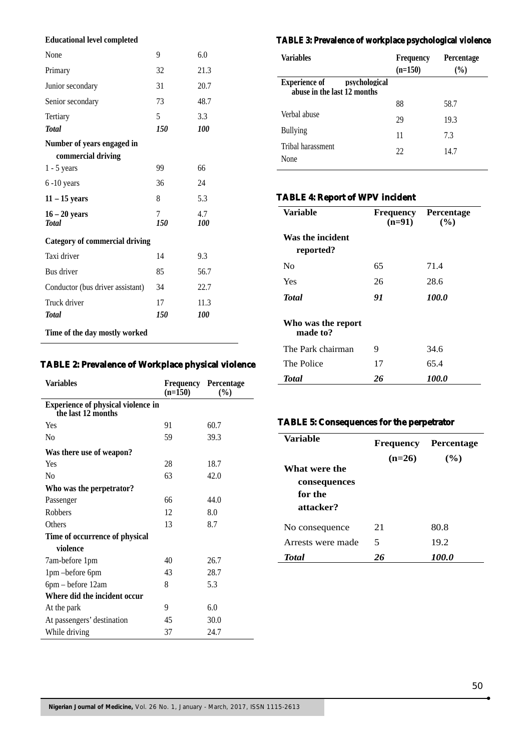| | | |
|---|---|---|
| **Educational level completed** | | |
| None | 9 | 6.0 |
| Primary | 32 | 21.3 |
| Junior secondary | 31 | 20.7 |
| Senior secondary | 73 | 48.7 |
| Tertiary | 5 | 3.3 |
| ***Total*** | ***150*** | ***100*** |
| **Number of years engaged in commercial driving** | | |
| 1 - 5 years | 99 | 66 |
| 6 -10 years | 36 | 24 |
| **11 – 15 years** | 8 | 5.3 |
| **16 – 20 years** | 7 | 4.7 |
| ***Total*** | ***150*** | ***100*** |
| **Category of commercial driving** | | |
| Taxi driver | 14 | 9.3 |
| Bus driver | 85 | 56.7 |
| Conductor (bus driver assistant) | 34 | 22.7 |
| Truck driver | 17 | 11.3 |
| ***Total*** | ***150*** | ***100*** |
| **Time of the day mostly worked** | | |

**TABLE 2: Prevalence of Workplace physical violence**

| Variables | Frequency (n=150) | Percentage (%) |
|---|---|---|
| **Experience of physical violence in the last 12 months** | | |
| Yes | 91 | 60.7 |
| No | 59 | 39.3 |
| **Was there use of weapon?** | | |
| Yes | 28 | 18.7 |
| No | 63 | 42.0 |
| **Who was the perpetrator?** | | |
| Passenger | 66 | 44.0 |
| Robbers | 12 | 8.0 |
| Others | 13 | 8.7 |
| **Time of occurrence of physical violence** | | |
| 7am-before 1pm | 40 | 26.7 |
| 1pm –before 6pm | 43 | 28.7 |
| 6pm – before 12am | 8 | 5.3 |
| **Where did the incident occur** | | |
| At the park | 9 | 6.0 |
| At passengers' destination | 45 | 30.0 |
| While driving | 37 | 24.7 |

**TABLE 3: Prevalence of workplace psychological violence**

| Variables | Frequency (n=150) | Percentage (%) |
|---|---|---|
| **Experience of psychological abuse in the last 12 months** | | |
| Verbal abuse | 88 | 58.7 |
| Bullying | 29 | 19.3 |
| Tribal harassment | 11 | 7.3 |
| None | 22 | 14.7 |

**TABLE 4: Report of WPV incident**

| Variable | Frequency (n=91) | Percentage (%) |
|---|---|---|
| **Was the incident reported?** | | |
| No | 65 | 71.4 |
| Yes | 26 | 28.6 |
| ***Total*** | ***91*** | ***100.0*** |
| **Who was the report made to?** | | |
| The Park chairman | 9 | 34.6 |
| The Police | 17 | 65.4 |
| ***Total*** | ***26*** | ***100.0*** |

**TABLE 5: Consequences for the perpetrator**

| Variable | Frequency (n=26) | Percentage (%) |
|---|---|---|
| **What were the consequences for the attacker?** | | |
| No consequence | 21 | 80.8 |
| Arrests were made | 5 | 19.2 |
| ***Total*** | ***26*** | ***100.0*** |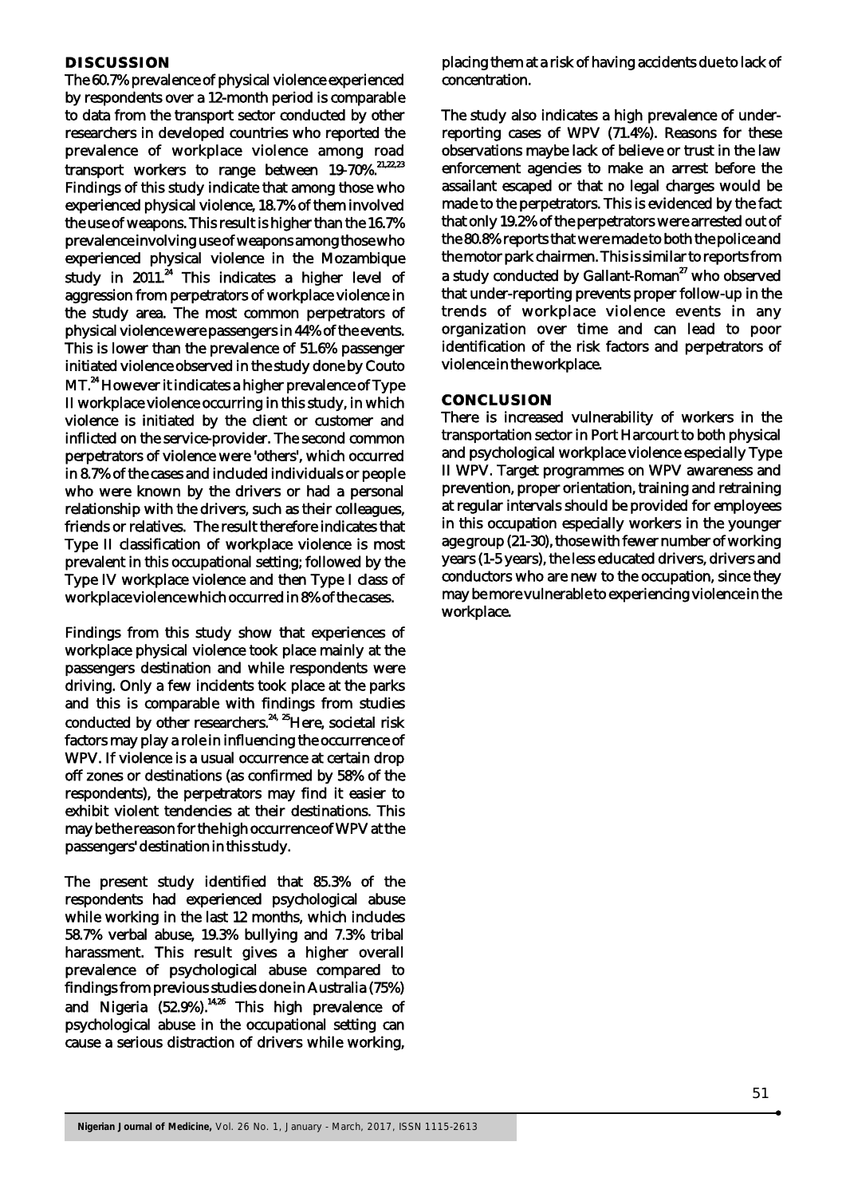## DISCUSSION

The 60.7% prevalence of physical violence experienced by respondents over a 12-month period is comparable to data from the transport sector conducted by other researchers in developed countries who reported the prevalence of workplace violence among road transport workers to range between 19-70%.[21,22,23] Findings of this study indicate that among those who experienced physical violence, 18.7% of them involved the use of weapons. This result is higher than the 16.7% prevalence involving use of weapons among those who experienced physical violence in the Mozambique study in 2011.[24] This indicates a higher level of aggression from perpetrators of workplace violence in the study area. The most common perpetrators of physical violence were passengers in 44% of the events. This is lower than the prevalence of 51.6% passenger initiated violence observed in the study done by Couto MT.[24] However it indicates a higher prevalence of Type II workplace violence occurring in this study, in which violence is initiated by the client or customer and inflicted on the service-provider. The second common perpetrators of violence were 'others', which occurred in 8.7% of the cases and included individuals or people who were known by the drivers or had a personal relationship with the drivers, such as their colleagues, friends or relatives. The result therefore indicates that Type II classification of workplace violence is most prevalent in this occupational setting; followed by the Type IV workplace violence and then Type I class of workplace violence which occurred in 8% of the cases.

Findings from this study show that experiences of workplace physical violence took place mainly at the passengers destination and while respondents were driving. Only a few incidents took place at the parks and this is comparable with findings from studies conducted by other researchers.[24, 25] Here, societal risk factors may play a role in influencing the occurrence of WPV. If violence is a usual occurrence at certain drop off zones or destinations (as confirmed by 58% of the respondents), the perpetrators may find it easier to exhibit violent tendencies at their destinations. This may be the reason for the high occurrence of WPV at the passengers' destination in this study.

The present study identified that 85.3% of the respondents had experienced psychological abuse while working in the last 12 months, which includes 58.7% verbal abuse, 19.3% bullying and 7.3% tribal harassment. This result gives a higher overall prevalence of psychological abuse compared to findings from previous studies done in Australia (75%) and Nigeria (52.9%).[14,26] This high prevalence of psychological abuse in the occupational setting can cause a serious distraction of drivers while working, placing them at a risk of having accidents due to lack of concentration.

The study also indicates a high prevalence of under-reporting cases of WPV (71.4%). Reasons for these observations maybe lack of believe or trust in the law enforcement agencies to make an arrest before the assailant escaped or that no legal charges would be made to the perpetrators. This is evidenced by the fact that only 19.2% of the perpetrators were arrested out of the 80.8% reports that were made to both the police and the motor park chairmen. This is similar to reports from a study conducted by Gallant-Roman[27] who observed that under-reporting prevents proper follow-up in the trends of workplace violence events in any organization over time and can lead to poor identification of the risk factors and perpetrators of violence in the workplace.

## CONCLUSION

There is increased vulnerability of workers in the transportation sector in Port Harcourt to both physical and psychological workplace violence especially Type II WPV. Target programmes on WPV awareness and prevention, proper orientation, training and retraining at regular intervals should be provided for employees in this occupation especially workers in the younger age group (21-30), those with fewer number of working years (1-5 years), the less educated drivers, drivers and conductors who are new to the occupation, since they may be more vulnerable to experiencing violence in the workplace.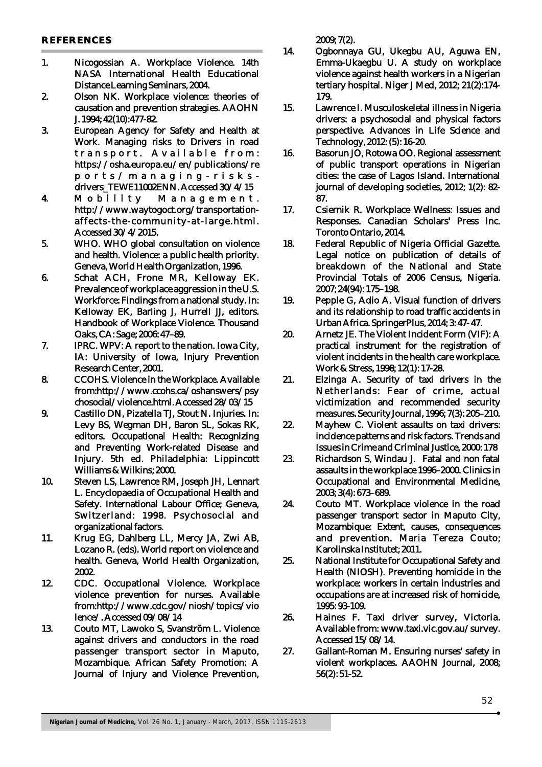## REFERENCES

1. Nicogossian A. Workplace Violence. 14th NASA International Health Educational Distance Learning Seminars, 2004.
2. Olson NK. Workplace violence: theories of causation and prevention strategies. AAOHN J. 1994; 42(10):477-82.
3. European Agency for Safety and Health at Work. Managing risks to Drivers in road transport. Available from: https://osha.europa.eu/en/publications/reports/managing-risks-drivers_TEWE11002ENN. Accessed 30/4/15
4. Mobility Management. http://www.waytogoct.org/transportation-affects-the-community-at-large.html. Accessed 30/4/2015.
5. WHO. WHO global consultation on violence and health. Violence: a public health priority. Geneva, World Health Organization, 1996.
6. Schat ACH, Frone MR, Kelloway EK. Prevalence of workplace aggression in the U.S. Workforce: Findings from a national study. In: Kelloway EK, Barling J, Hurrell JJ, editors. Handbook of Workplace Violence. Thousand Oaks, CA: Sage; 2006: 47–89.
7. IPRC. WPV: A report to the nation. Iowa City, IA: University of Iowa, Injury Prevention Research Center, 2001.
8. CCOHS. Violence in the Workplace. Available from:http://www.ccohs.ca/oshanswers/psychosocial/violence.html. Accessed 28/03/15
9. Castillo DN, Pizatella TJ, Stout N. Injuries. In: Levy BS, Wegman DH, Baron SL, Sokas RK, editors. Occupational Health: Recognizing and Preventing Work-related Disease and Injury. 5th ed. Philadelphia: Lippincott Williams & Wilkins; 2000.
10. Steven LS, Lawrence RM, Joseph JH, Lennart L. Encyclopaedia of Occupational Health and Safety. International Labour Office; Geneva, Switzerland: 1998. Psychosocial and organizational factors.
11. Krug EG, Dahlberg LL, Mercy JA, Zwi AB, Lozano R. (eds). World report on violence and health. Geneva, World Health Organization, 2002.
12. CDC. Occupational Violence. Workplace violence prevention for nurses. Available from:http://www.cdc.gov/niosh/topics/violence/. Accessed 09/08/14
13. Couto MT, Lawoko S, Svanström L. Violence against drivers and conductors in the road passenger transport sector in Maputo, Mozambique. African Safety Promotion: A Journal of Injury and Violence Prevention, 2009; 7(2).
14. Ogbonnaya GU, Ukegbu AU, Aguwa EN, Emma-Ukaegbu U. A study on workplace violence against health workers in a Nigerian tertiary hospital. Niger J Med, 2012; 21(2):174-179.
15. Lawrence I. Musculoskeletal illness in Nigeria drivers: a psychosocial and physical factors perspective. Advances in Life Science and Technology, 2012: (5): 16-20.
16. Basorun JO, Rotowa OO. Regional assessment of public transport operations in Nigerian cities: the case of Lagos Island. International journal of developing societies, 2012; 1(2): 82-87.
17. Csiernik R. Workplace Wellness: Issues and Responses. Canadian Scholars' Press Inc. Toronto Ontario, 2014.
18. Federal Republic of Nigeria Official Gazette. Legal notice on publication of details of breakdown of the National and State Provincial Totals of 2006 Census, Nigeria. 2007; 24(94): 175–198.
19. Pepple G, Adio A. Visual function of drivers and its relationship to road traffic accidents in Urban Africa. SpringerPlus, 2014; 3: 47- 47.
20. Arnetz JE. The Violent Incident Form (VIF): A practical instrument for the registration of violent incidents in the health care workplace. Work & Stress, 1998; 12(1): 17-28.
21. Elzinga A. Security of taxi drivers in the Netherlands: Fear of crime, actual victimization and recommended security measures. Security Journal, 1996; 7(3): 205–210.
22. Mayhew C. Violent assaults on taxi drivers: incidence patterns and risk factors. Trends and Issues in Crime and Criminal Justice, 2000: 178
23. Richardson S, Windau J. Fatal and non fatal assaults in the workplace 1996–2000. Clinics in Occupational and Environmental Medicine, 2003; 3(4): 673–689.
24. Couto MT. Workplace violence in the road passenger transport sector in Maputo City, Mozambique: Extent, causes, consequences and prevention. Maria Tereza Couto; Karolinska Institutet; 2011.
25. National Institute for Occupational Safety and Health (NIOSH). Preventing homicide in the workplace: workers in certain industries and occupations are at increased risk of homicide, 1995: 93-109.
26. Haines F. Taxi driver survey, Victoria. Available from: www.taxi.vic.gov.au/survey. Accessed 15/08/14.
27. Gallant-Roman M. Ensuring nurses' safety in violent workplaces. AAOHN Journal, 2008; 56(2): 51-52.